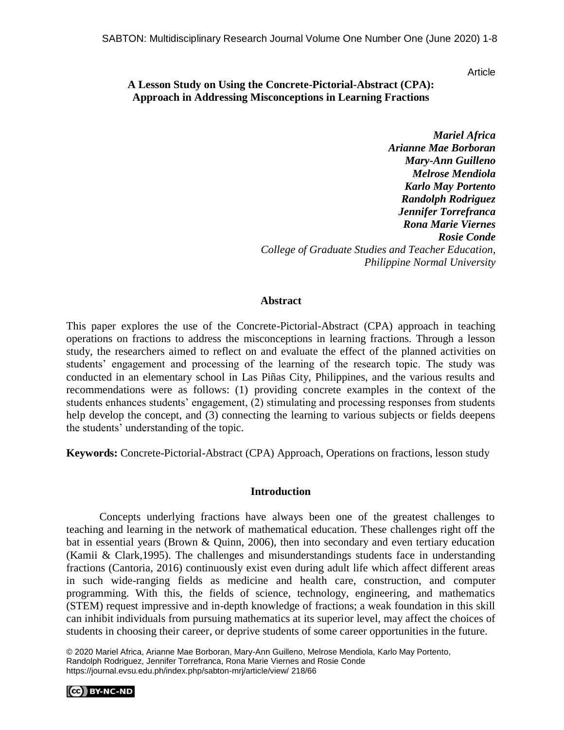Article

# A Lesson Study on Using the Concrete-Pictorial-Abstract (CPA): Approach in Addressing Misconceptions in Learning Fractions

***Mariel Africa***
***Arianne Mae Borboran***
***Mary-Ann Guilleno***
***Melrose Mendiola***
***Karlo May Portento***
***Randolph Rodriguez***
***Jennifer Torrefranca***
***Rona Marie Viernes***
***Rosie Conde***
*College of Graduate Studies and Teacher Education, Philippine Normal University*

## Abstract

This paper explores the use of the Concrete-Pictorial-Abstract (CPA) approach in teaching operations on fractions to address the misconceptions in learning fractions. Through a lesson study, the researchers aimed to reflect on and evaluate the effect of the planned activities on students' engagement and processing of the learning of the research topic. The study was conducted in an elementary school in Las Piñas City, Philippines, and the various results and recommendations were as follows: (1) providing concrete examples in the context of the students enhances students' engagement, (2) stimulating and processing responses from students help develop the concept, and (3) connecting the learning to various subjects or fields deepens the students' understanding of the topic.

**Keywords:** Concrete-Pictorial-Abstract (CPA) Approach, Operations on fractions, lesson study

## Introduction

Concepts underlying fractions have always been one of the greatest challenges to teaching and learning in the network of mathematical education. These challenges right off the bat in essential years (Brown & Quinn, 2006), then into secondary and even tertiary education (Kamii & Clark,1995). The challenges and misunderstandings students face in understanding fractions (Cantoria, 2016) continuously exist even during adult life which affect different areas in such wide-ranging fields as medicine and health care, construction, and computer programming. With this, the fields of science, technology, engineering, and mathematics (STEM) request impressive and in-depth knowledge of fractions; a weak foundation in this skill can inhibit individuals from pursuing mathematics at its superior level, may affect the choices of students in choosing their career, or deprive students of some career opportunities in the future.

© 2020 Mariel Africa, Arianne Mae Borboran, Mary-Ann Guilleno, Melrose Mendiola, Karlo May Portento, Randolph Rodriguez, Jennifer Torrefranca, Rona Marie Viernes and Rosie Conde
https://journal.evsu.edu.ph/index.php/sabton-mrj/article/view/ 218/66

BY-NC-ND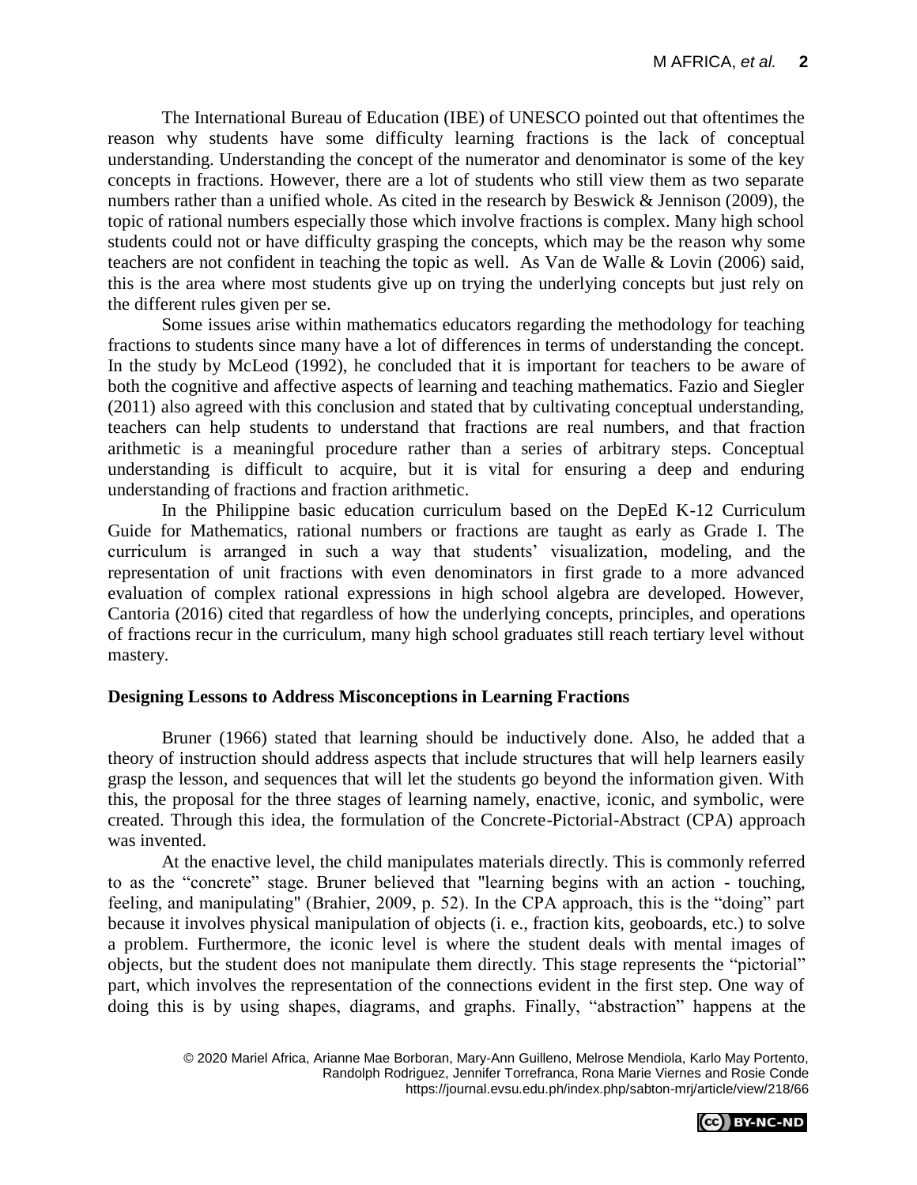The International Bureau of Education (IBE) of UNESCO pointed out that oftentimes the reason why students have some difficulty learning fractions is the lack of conceptual understanding. Understanding the concept of the numerator and denominator is some of the key concepts in fractions. However, there are a lot of students who still view them as two separate numbers rather than a unified whole. As cited in the research by Beswick & Jennison (2009), the topic of rational numbers especially those which involve fractions is complex. Many high school students could not or have difficulty grasping the concepts, which may be the reason why some teachers are not confident in teaching the topic as well. As Van de Walle & Lovin (2006) said, this is the area where most students give up on trying the underlying concepts but just rely on the different rules given per se.

Some issues arise within mathematics educators regarding the methodology for teaching fractions to students since many have a lot of differences in terms of understanding the concept. In the study by McLeod (1992), he concluded that it is important for teachers to be aware of both the cognitive and affective aspects of learning and teaching mathematics. Fazio and Siegler (2011) also agreed with this conclusion and stated that by cultivating conceptual understanding, teachers can help students to understand that fractions are real numbers, and that fraction arithmetic is a meaningful procedure rather than a series of arbitrary steps. Conceptual understanding is difficult to acquire, but it is vital for ensuring a deep and enduring understanding of fractions and fraction arithmetic.

In the Philippine basic education curriculum based on the DepEd K-12 Curriculum Guide for Mathematics, rational numbers or fractions are taught as early as Grade I. The curriculum is arranged in such a way that students' visualization, modeling, and the representation of unit fractions with even denominators in first grade to a more advanced evaluation of complex rational expressions in high school algebra are developed. However, Cantoria (2016) cited that regardless of how the underlying concepts, principles, and operations of fractions recur in the curriculum, many high school graduates still reach tertiary level without mastery.

**Designing Lessons to Address Misconceptions in Learning Fractions**

Bruner (1966) stated that learning should be inductively done. Also, he added that a theory of instruction should address aspects that include structures that will help learners easily grasp the lesson, and sequences that will let the students go beyond the information given. With this, the proposal for the three stages of learning namely, enactive, iconic, and symbolic, were created. Through this idea, the formulation of the Concrete-Pictorial-Abstract (CPA) approach was invented.

At the enactive level, the child manipulates materials directly. This is commonly referred to as the "concrete" stage. Bruner believed that "learning begins with an action - touching, feeling, and manipulating" (Brahier, 2009, p. 52). In the CPA approach, this is the "doing" part because it involves physical manipulation of objects (i. e., fraction kits, geoboards, etc.) to solve a problem. Furthermore, the iconic level is where the student deals with mental images of objects, but the student does not manipulate them directly. This stage represents the "pictorial" part, which involves the representation of the connections evident in the first step. One way of doing this is by using shapes, diagrams, and graphs. Finally, "abstraction" happens at the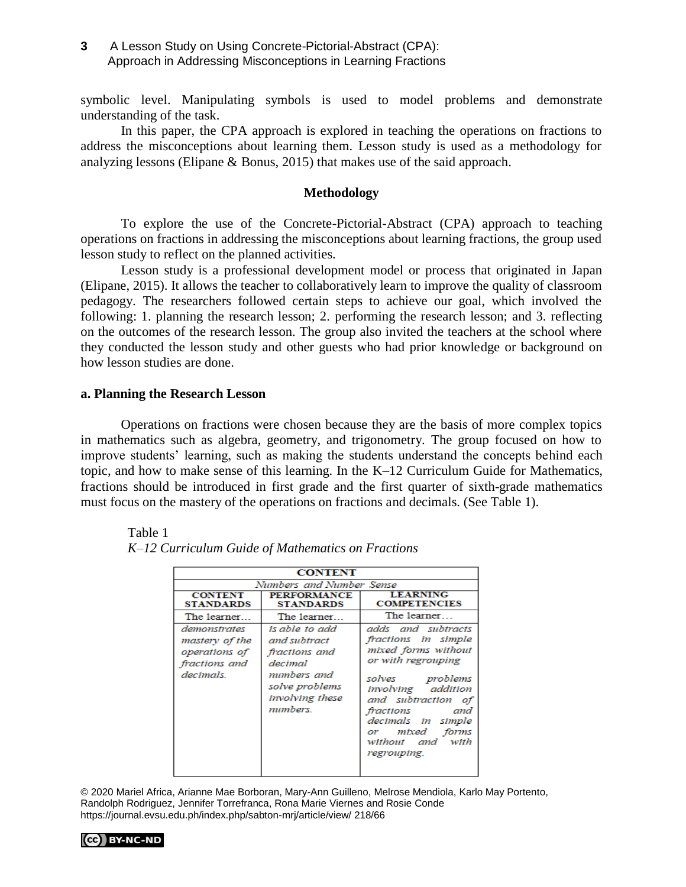symbolic level. Manipulating symbols is used to model problems and demonstrate understanding of the task.

In this paper, the CPA approach is explored in teaching the operations on fractions to address the misconceptions about learning them. Lesson study is used as a methodology for analyzing lessons (Elipane & Bonus, 2015) that makes use of the said approach.

## Methodology

To explore the use of the Concrete-Pictorial-Abstract (CPA) approach to teaching operations on fractions in addressing the misconceptions about learning fractions, the group used lesson study to reflect on the planned activities.

Lesson study is a professional development model or process that originated in Japan (Elipane, 2015). It allows the teacher to collaboratively learn to improve the quality of classroom pedagogy. The researchers followed certain steps to achieve our goal, which involved the following: 1. planning the research lesson; 2. performing the research lesson; and 3. reflecting on the outcomes of the research lesson. The group also invited the teachers at the school where they conducted the lesson study and other guests who had prior knowledge or background on how lesson studies are done.

### a. Planning the Research Lesson

Operations on fractions were chosen because they are the basis of more complex topics in mathematics such as algebra, geometry, and trigonometry. The group focused on how to improve students' learning, such as making the students understand the concepts behind each topic, and how to make sense of this learning. In the K–12 Curriculum Guide for Mathematics, fractions should be introduced in first grade and the first quarter of sixth-grade mathematics must focus on the mastery of the operations on fractions and decimals. (See Table 1).

Table 1
*K–12 Curriculum Guide of Mathematics on Fractions*

| CONTENT | | |
|---|---|---|
| *Numbers and Number Sense* | | |
| **CONTENT STANDARDS** | **PERFORMANCE STANDARDS** | **LEARNING COMPETENCIES** |
| The learner… | The learner… | The learner… |
| *demonstrates mastery of the operations of fractions and decimals.* | *is able to add and subtract fractions and decimal numbers and solve problems involving these numbers.* | *adds and subtracts fractions in simple mixed forms without or with regrouping*<br><br>*solves problems involving addition and subtraction of fractions and decimals in simple or mixed forms without and with regrouping.* |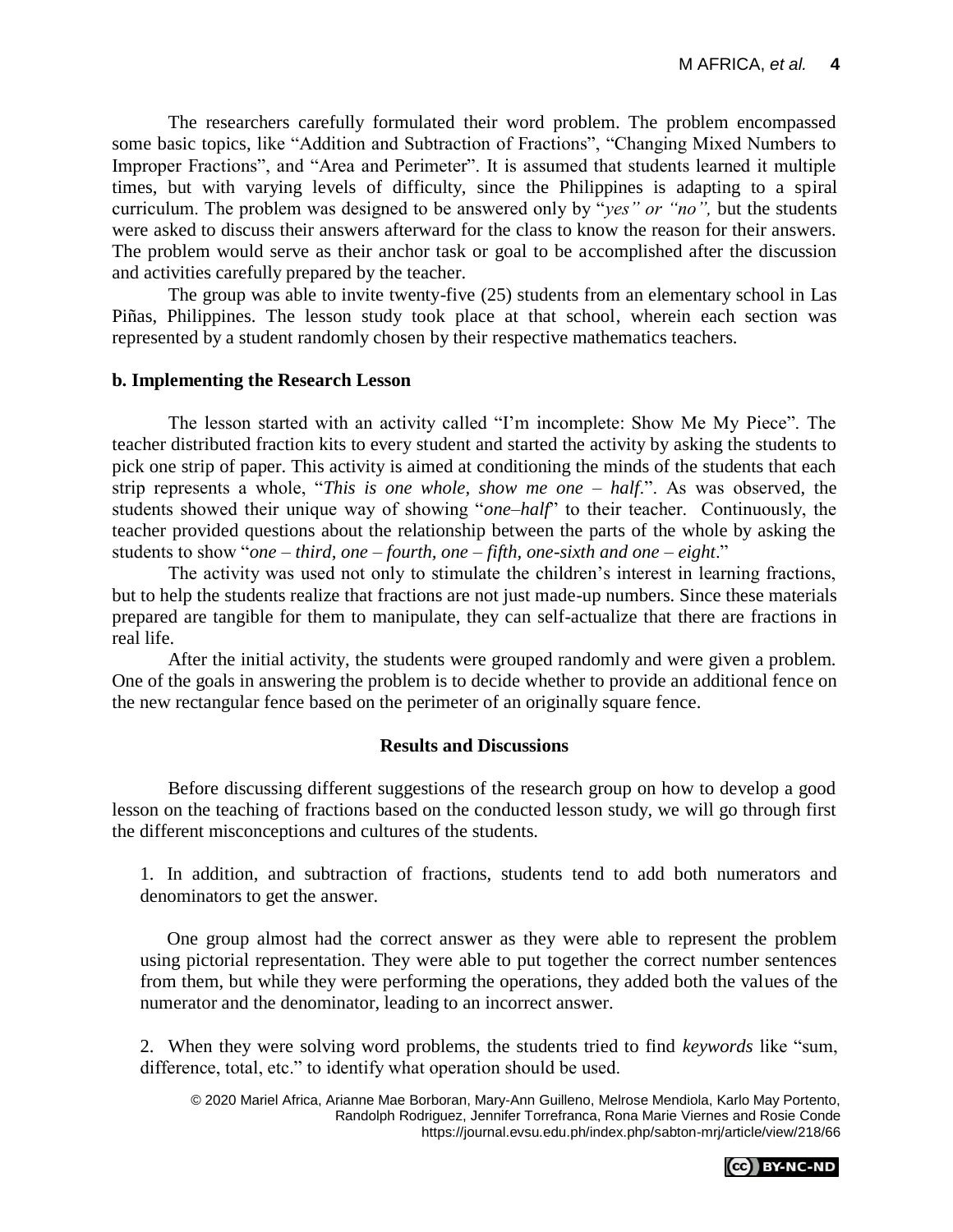The researchers carefully formulated their word problem. The problem encompassed some basic topics, like "Addition and Subtraction of Fractions", "Changing Mixed Numbers to Improper Fractions", and "Area and Perimeter". It is assumed that students learned it multiple times, but with varying levels of difficulty, since the Philippines is adapting to a spiral curriculum. The problem was designed to be answered only by "*yes" or "no",* but the students were asked to discuss their answers afterward for the class to know the reason for their answers. The problem would serve as their anchor task or goal to be accomplished after the discussion and activities carefully prepared by the teacher.

The group was able to invite twenty-five (25) students from an elementary school in Las Piñas, Philippines. The lesson study took place at that school, wherein each section was represented by a student randomly chosen by their respective mathematics teachers.

### b. Implementing the Research Lesson

The lesson started with an activity called "I'm incomplete: Show Me My Piece". The teacher distributed fraction kits to every student and started the activity by asking the students to pick one strip of paper. This activity is aimed at conditioning the minds of the students that each strip represents a whole, "*This is one whole, show me one – half*.". As was observed, the students showed their unique way of showing "*one–half*" to their teacher. Continuously, the teacher provided questions about the relationship between the parts of the whole by asking the students to show "*one – third, one – fourth, one – fifth, one-sixth and one – eight*."

The activity was used not only to stimulate the children's interest in learning fractions, but to help the students realize that fractions are not just made-up numbers. Since these materials prepared are tangible for them to manipulate, they can self-actualize that there are fractions in real life.

After the initial activity, the students were grouped randomly and were given a problem. One of the goals in answering the problem is to decide whether to provide an additional fence on the new rectangular fence based on the perimeter of an originally square fence.

## Results and Discussions

Before discussing different suggestions of the research group on how to develop a good lesson on the teaching of fractions based on the conducted lesson study, we will go through first the different misconceptions and cultures of the students.

1. In addition, and subtraction of fractions, students tend to add both numerators and denominators to get the answer.

   One group almost had the correct answer as they were able to represent the problem using pictorial representation. They were able to put together the correct number sentences from them, but while they were performing the operations, they added both the values of the numerator and the denominator, leading to an incorrect answer.

2. When they were solving word problems, the students tried to find *keywords* like "sum, difference, total, etc." to identify what operation should be used.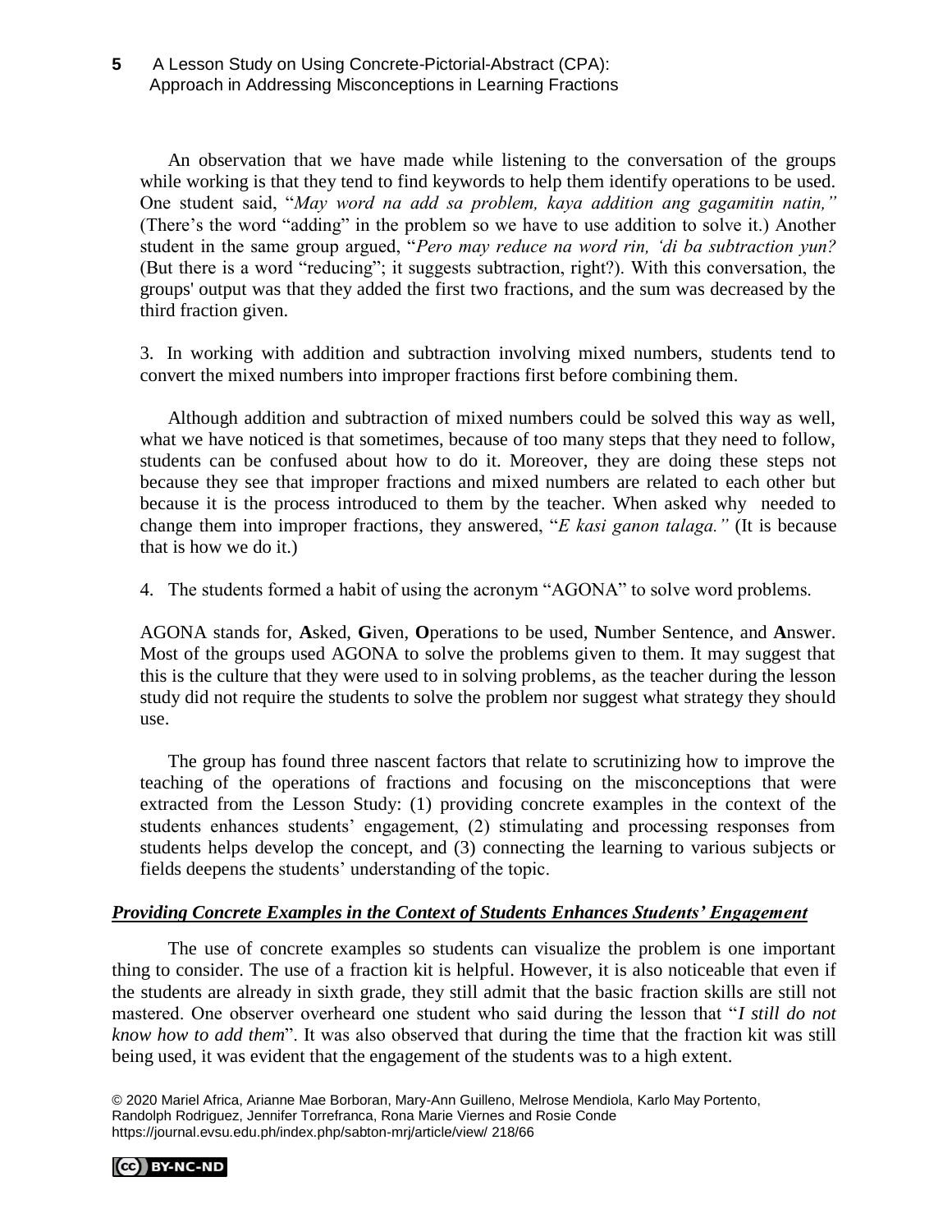An observation that we have made while listening to the conversation of the groups while working is that they tend to find keywords to help them identify operations to be used. One student said, "*May word na add sa problem, kaya addition ang gagamitin natin,"* (There's the word "adding" in the problem so we have to use addition to solve it.) Another student in the same group argued, "*Pero may reduce na word rin, 'di ba subtraction yun?* (But there is a word "reducing"; it suggests subtraction, right?). With this conversation, the groups' output was that they added the first two fractions, and the sum was decreased by the third fraction given.

3. In working with addition and subtraction involving mixed numbers, students tend to convert the mixed numbers into improper fractions first before combining them.

Although addition and subtraction of mixed numbers could be solved this way as well, what we have noticed is that sometimes, because of too many steps that they need to follow, students can be confused about how to do it. Moreover, they are doing these steps not because they see that improper fractions and mixed numbers are related to each other but because it is the process introduced to them by the teacher. When asked why needed to change them into improper fractions, they answered, "*E kasi ganon talaga."* (It is because that is how we do it.)

4. The students formed a habit of using the acronym "AGONA" to solve word problems.

AGONA stands for, **A**sked, **G**iven, **O**perations to be used, **N**umber Sentence, and **A**nswer. Most of the groups used AGONA to solve the problems given to them. It may suggest that this is the culture that they were used to in solving problems, as the teacher during the lesson study did not require the students to solve the problem nor suggest what strategy they should use.

The group has found three nascent factors that relate to scrutinizing how to improve the teaching of the operations of fractions and focusing on the misconceptions that were extracted from the Lesson Study: (1) providing concrete examples in the context of the students enhances students' engagement, (2) stimulating and processing responses from students helps develop the concept, and (3) connecting the learning to various subjects or fields deepens the students' understanding of the topic.

### ***Providing Concrete Examples in the Context of Students Enhances Students' Engagement***

The use of concrete examples so students can visualize the problem is one important thing to consider. The use of a fraction kit is helpful. However, it is also noticeable that even if the students are already in sixth grade, they still admit that the basic fraction skills are still not mastered. One observer overheard one student who said during the lesson that "*I still do not know how to add them*". It was also observed that during the time that the fraction kit was still being used, it was evident that the engagement of the students was to a high extent.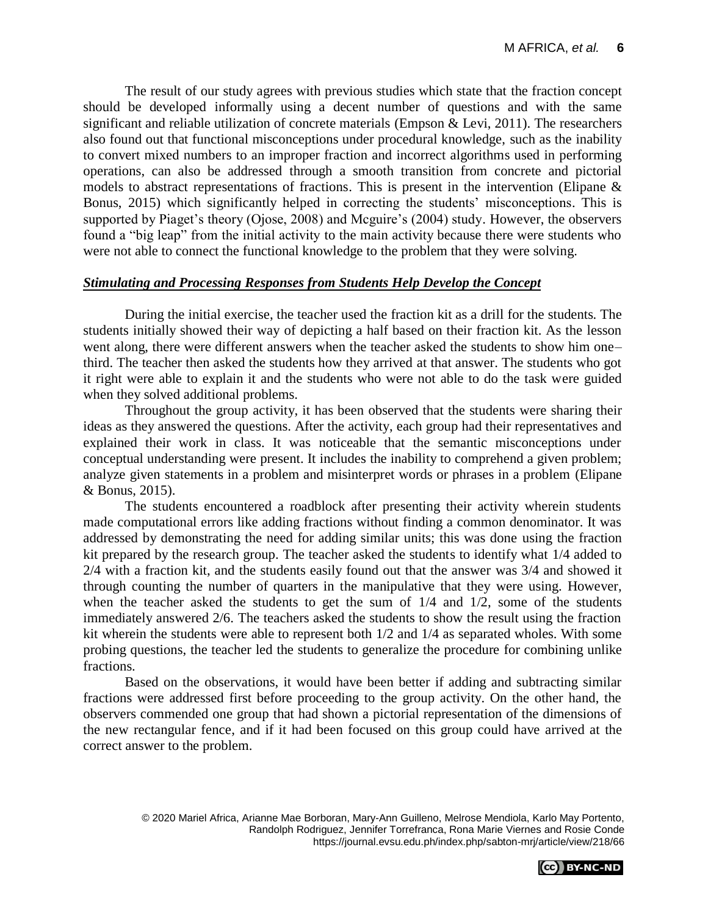The result of our study agrees with previous studies which state that the fraction concept should be developed informally using a decent number of questions and with the same significant and reliable utilization of concrete materials (Empson & Levi, 2011). The researchers also found out that functional misconceptions under procedural knowledge, such as the inability to convert mixed numbers to an improper fraction and incorrect algorithms used in performing operations, can also be addressed through a smooth transition from concrete and pictorial models to abstract representations of fractions. This is present in the intervention (Elipane & Bonus, 2015) which significantly helped in correcting the students' misconceptions. This is supported by Piaget's theory (Ojose, 2008) and Mcguire's (2004) study. However, the observers found a "big leap" from the initial activity to the main activity because there were students who were not able to connect the functional knowledge to the problem that they were solving.

***Stimulating and Processing Responses from Students Help Develop the Concept***

During the initial exercise, the teacher used the fraction kit as a drill for the students. The students initially showed their way of depicting a half based on their fraction kit. As the lesson went along, there were different answers when the teacher asked the students to show him one–third. The teacher then asked the students how they arrived at that answer. The students who got it right were able to explain it and the students who were not able to do the task were guided when they solved additional problems.

Throughout the group activity, it has been observed that the students were sharing their ideas as they answered the questions. After the activity, each group had their representatives and explained their work in class. It was noticeable that the semantic misconceptions under conceptual understanding were present. It includes the inability to comprehend a given problem; analyze given statements in a problem and misinterpret words or phrases in a problem (Elipane & Bonus, 2015).

The students encountered a roadblock after presenting their activity wherein students made computational errors like adding fractions without finding a common denominator. It was addressed by demonstrating the need for adding similar units; this was done using the fraction kit prepared by the research group. The teacher asked the students to identify what 1/4 added to 2/4 with a fraction kit, and the students easily found out that the answer was 3/4 and showed it through counting the number of quarters in the manipulative that they were using. However, when the teacher asked the students to get the sum of 1/4 and 1/2, some of the students immediately answered 2/6. The teachers asked the students to show the result using the fraction kit wherein the students were able to represent both 1/2 and 1/4 as separated wholes. With some probing questions, the teacher led the students to generalize the procedure for combining unlike fractions.

Based on the observations, it would have been better if adding and subtracting similar fractions were addressed first before proceeding to the group activity. On the other hand, the observers commended one group that had shown a pictorial representation of the dimensions of the new rectangular fence, and if it had been focused on this group could have arrived at the correct answer to the problem.

© 2020 Mariel Africa, Arianne Mae Borboran, Mary-Ann Guilleno, Melrose Mendiola, Karlo May Portento, Randolph Rodriguez, Jennifer Torrefranca, Rona Marie Viernes and Rosie Conde
https://journal.evsu.edu.ph/index.php/sabton-mrj/article/view/218/66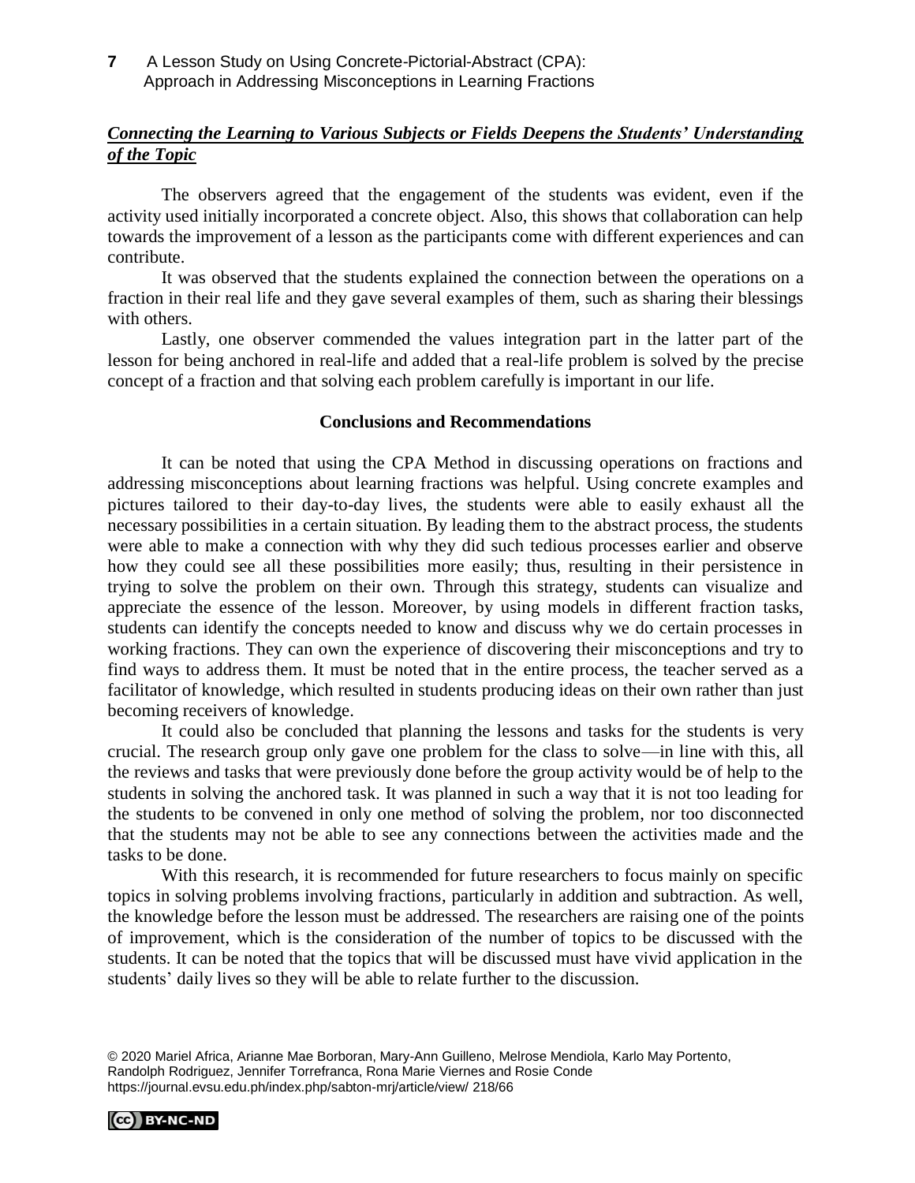***<u>Connecting the Learning to Various Subjects or Fields Deepens the Students' Understanding of the Topic</u>***

The observers agreed that the engagement of the students was evident, even if the activity used initially incorporated a concrete object. Also, this shows that collaboration can help towards the improvement of a lesson as the participants come with different experiences and can contribute.

It was observed that the students explained the connection between the operations on a fraction in their real life and they gave several examples of them, such as sharing their blessings with others.

Lastly, one observer commended the values integration part in the latter part of the lesson for being anchored in real-life and added that a real-life problem is solved by the precise concept of a fraction and that solving each problem carefully is important in our life.

## Conclusions and Recommendations

It can be noted that using the CPA Method in discussing operations on fractions and addressing misconceptions about learning fractions was helpful. Using concrete examples and pictures tailored to their day-to-day lives, the students were able to easily exhaust all the necessary possibilities in a certain situation. By leading them to the abstract process, the students were able to make a connection with why they did such tedious processes earlier and observe how they could see all these possibilities more easily; thus, resulting in their persistence in trying to solve the problem on their own. Through this strategy, students can visualize and appreciate the essence of the lesson. Moreover, by using models in different fraction tasks, students can identify the concepts needed to know and discuss why we do certain processes in working fractions. They can own the experience of discovering their misconceptions and try to find ways to address them. It must be noted that in the entire process, the teacher served as a facilitator of knowledge, which resulted in students producing ideas on their own rather than just becoming receivers of knowledge.

It could also be concluded that planning the lessons and tasks for the students is very crucial. The research group only gave one problem for the class to solve—in line with this, all the reviews and tasks that were previously done before the group activity would be of help to the students in solving the anchored task. It was planned in such a way that it is not too leading for the students to be convened in only one method of solving the problem, nor too disconnected that the students may not be able to see any connections between the activities made and the tasks to be done.

With this research, it is recommended for future researchers to focus mainly on specific topics in solving problems involving fractions, particularly in addition and subtraction. As well, the knowledge before the lesson must be addressed. The researchers are raising one of the points of improvement, which is the consideration of the number of topics to be discussed with the students. It can be noted that the topics that will be discussed must have vivid application in the students' daily lives so they will be able to relate further to the discussion.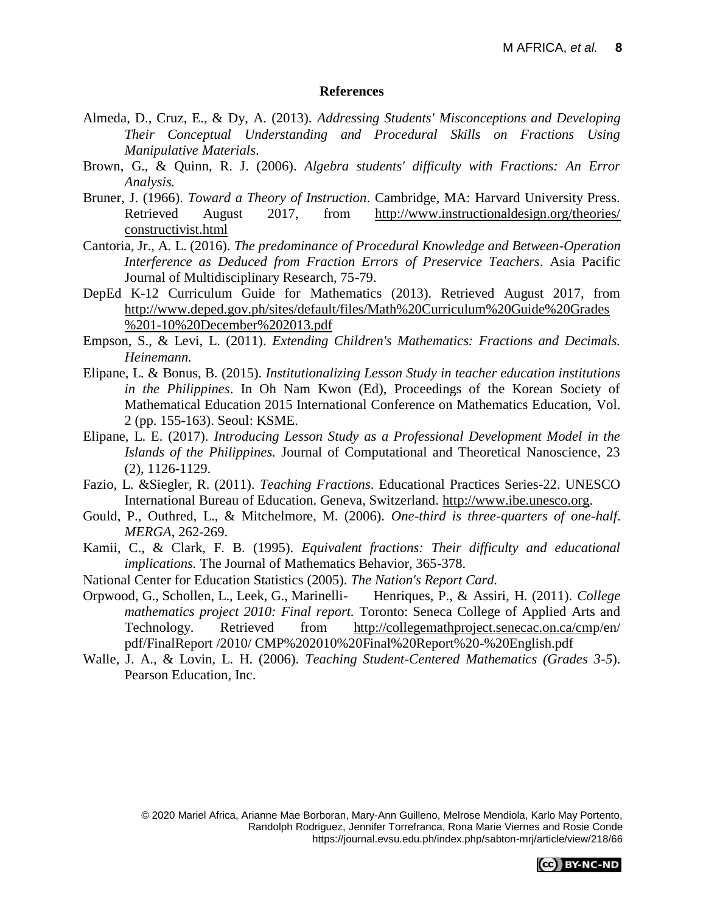## References

Almeda, D., Cruz, E., & Dy, A. (2013). *Addressing Students' Misconceptions and Developing Their Conceptual Understanding and Procedural Skills on Fractions Using Manipulative Materials*.

Brown, G., & Quinn, R. J. (2006). *Algebra students' difficulty with Fractions: An Error Analysis.*

Bruner, J. (1966). *Toward a Theory of Instruction*. Cambridge, MA: Harvard University Press. Retrieved August 2017, from http://www.instructionaldesign.org/theories/constructivist.html

Cantoria, Jr., A. L. (2016). *The predominance of Procedural Knowledge and Between-Operation Interference as Deduced from Fraction Errors of Preservice Teachers*. Asia Pacific Journal of Multidisciplinary Research, 75-79.

DepEd K-12 Curriculum Guide for Mathematics (2013). Retrieved August 2017, from http://www.deped.gov.ph/sites/default/files/Math%20Curriculum%20Guide%20Grades%201-10%20December%202013.pdf

Empson, S., & Levi, L. (2011). *Extending Children's Mathematics: Fractions and Decimals. Heinemann.*

Elipane, L. & Bonus, B. (2015). *Institutionalizing Lesson Study in teacher education institutions in the Philippines*. In Oh Nam Kwon (Ed), Proceedings of the Korean Society of Mathematical Education 2015 International Conference on Mathematics Education, Vol. 2 (pp. 155-163). Seoul: KSME.

Elipane, L. E. (2017). *Introducing Lesson Study as a Professional Development Model in the Islands of the Philippines.* Journal of Computational and Theoretical Nanoscience, 23 (2), 1126-1129.

Fazio, L. &Siegler, R. (2011). *Teaching Fractions*. Educational Practices Series-22. UNESCO International Bureau of Education. Geneva, Switzerland. http://www.ibe.unesco.org.

Gould, P., Outhred, L., & Mitchelmore, M. (2006). *One-third is three-quarters of one-half*. *MERGA*, 262-269.

Kamii, C., & Clark, F. B. (1995). *Equivalent fractions: Their difficulty and educational implications.* The Journal of Mathematics Behavior, 365-378.

National Center for Education Statistics (2005). *The Nation's Report Card.*

Orpwood, G., Schollen, L., Leek, G., Marinelli- Henriques, P., & Assiri, H. (2011). *College mathematics project 2010: Final report.* Toronto: Seneca College of Applied Arts and Technology. Retrieved from http://collegemathproject.senecac.on.ca/cmp/en/pdf/FinalReport /2010/ CMP%202010%20Final%20Report%20-%20English.pdf

Walle, J. A., & Lovin, L. H. (2006). *Teaching Student-Centered Mathematics (Grades 3-5*). Pearson Education, Inc.

© 2020 Mariel Africa, Arianne Mae Borboran, Mary-Ann Guilleno, Melrose Mendiola, Karlo May Portento, Randolph Rodriguez, Jennifer Torrefranca, Rona Marie Viernes and Rosie Conde
https://journal.evsu.edu.ph/index.php/sabton-mrj/article/view/218/66